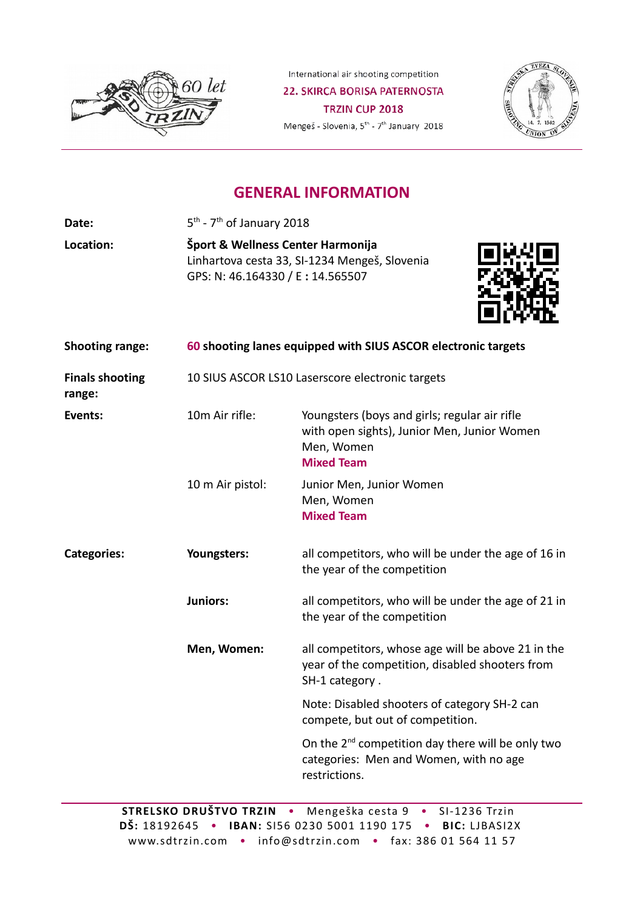International air shooting competition

**22. SKIRCA BORISA PATERNOSTA**

**TRZIN CUP 2018**

Mengeš - Slovenia, 5th - 7th January 2018

# GENERAL INFORMATION

**Date:** 5th - 7th of January 2018

**Location:** **Šport & Wellness Center Harmonija**
Linhartova cesta 33, SI-1234 Mengeš, Slovenia
GPS: N: 46.164330 / E **:** 14.565507

**Shooting range:** **60 shooting lanes equipped with SIUS ASCOR electronic targets**

**Finals shooting range:** 10 SIUS ASCOR LS10 Laserscore electronic targets

**Events:**

| | | |
|---|---|---|
| | 10m Air rifle: | Youngsters (boys and girls; regular air rifle with open sights), Junior Men, Junior Women Men, Women **Mixed Team** |
| | 10 m Air pistol: | Junior Men, Junior Women Men, Women **Mixed Team** |

**Categories:**

| | |
|---|---|
| **Youngsters:** | all competitors, who will be under the age of 16 in the year of the competition |
| **Juniors:** | all competitors, who will be under the age of 21 in the year of the competition |
| **Men, Women:** | all competitors, whose age will be above 21 in the year of the competition, disabled shooters from SH-1 category . |
| | Note: Disabled shooters of category SH-2 can compete, but out of competition. |
| | On the 2nd competition day there will be only two categories: Men and Women, with no age restrictions. |

**STRELSKO DRUŠTVO TRZIN** • Mengeška cesta 9 • SI-1236 Trzin
**DŠ:** 18192645 • **IBAN:** SI56 0230 5001 1190 175 • **BIC:** LJBASI2X
www.sdtrzin.com • info@sdtrzin.com • fax: 386 01 564 11 57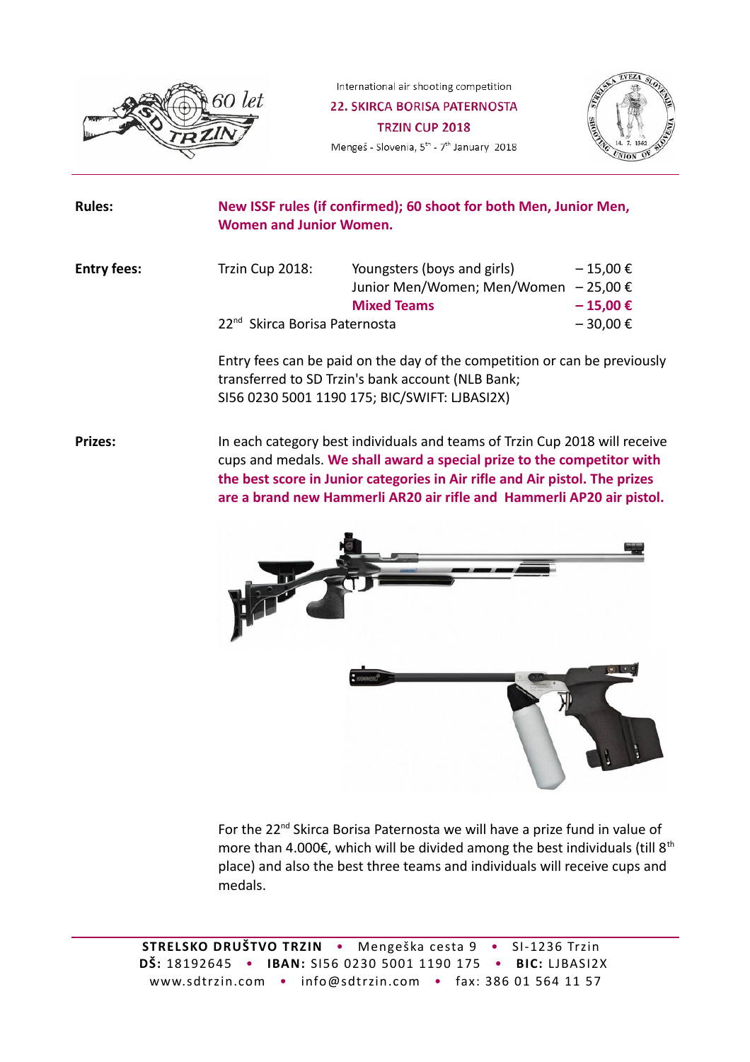International air shooting competition
**22. SKIRCA BORISA PATERNOSTA**
**TRZIN CUP 2018**
Mengeš - Slovenia, 5th - 7th January 2018

**Rules:** **New ISSF rules (if confirmed); 60 shoot for both Men, Junior Men, Women and Junior Women.**

**Entry fees:**

| | | |
|---|---|---|
| Trzin Cup 2018: | Youngsters (boys and girls) | – 15,00 € |
| | Junior Men/Women; Men/Women | – 25,00 € |
| | **Mixed Teams** | **– 15,00 €** |
| 22nd Skirca Borisa Paternosta | | – 30,00 € |

Entry fees can be paid on the day of the competition or can be previously transferred to SD Trzin's bank account (NLB Bank; SI56 0230 5001 1190 175; BIC/SWIFT: LJBASI2X)

**Prizes:** In each category best individuals and teams of Trzin Cup 2018 will receive cups and medals. **We shall award a special prize to the competitor with the best score in Junior categories in Air rifle and Air pistol. The prizes are a brand new Hammerli AR20 air rifle and Hammerli AP20 air pistol.**

For the 22nd Skirca Borisa Paternosta we will have a prize fund in value of more than 4.000€, which will be divided among the best individuals (till 8th place) and also the best three teams and individuals will receive cups and medals.

**STRELSKO DRUŠTVO TRZIN** • Mengeška cesta 9 • SI-1236 Trzin
**DŠ:** 18192645 • **IBAN:** SI56 0230 5001 1190 175 • **BIC:** LJBASI2X
www.sdtrzin.com • info@sdtrzin.com • fax: 386 01 564 11 57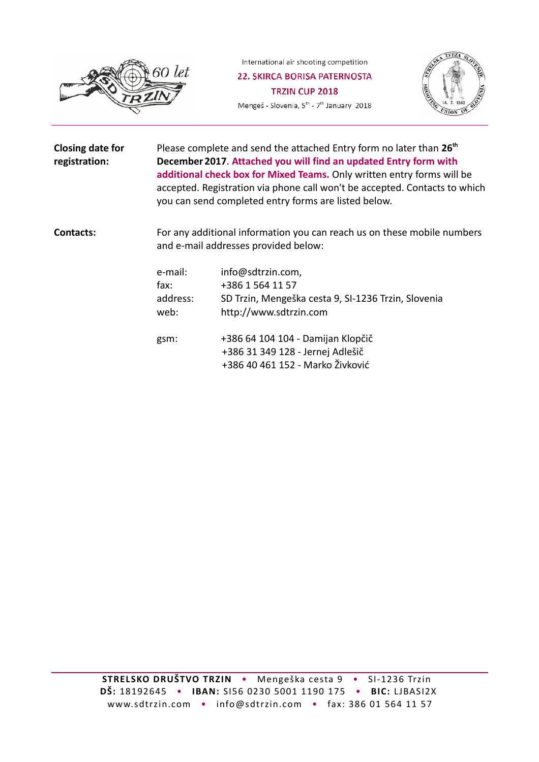**Closing date for registration:** Please complete and send the attached Entry form no later than **26th December 2017**. **Attached you will find an updated Entry form with additional check box for Mixed Teams.** Only written entry forms will be accepted. Registration via phone call won't be accepted. Contacts to which you can send completed entry forms are listed below.

**Contacts:** For any additional information you can reach us on these mobile numbers and e-mail addresses provided below:

| | |
|---|---|
| e-mail: | info@sdtrzin.com, |
| fax: | +386 1 564 11 57 |
| address: | SD Trzin, Mengeška cesta 9, SI-1236 Trzin, Slovenia |
| web: | http://www.sdtrzin.com |
| gsm: | +386 64 104 104 - Damijan Klopčič<br>+386 31 349 128 - Jernej Adlešič<br>+386 40 461 152 - Marko Živković |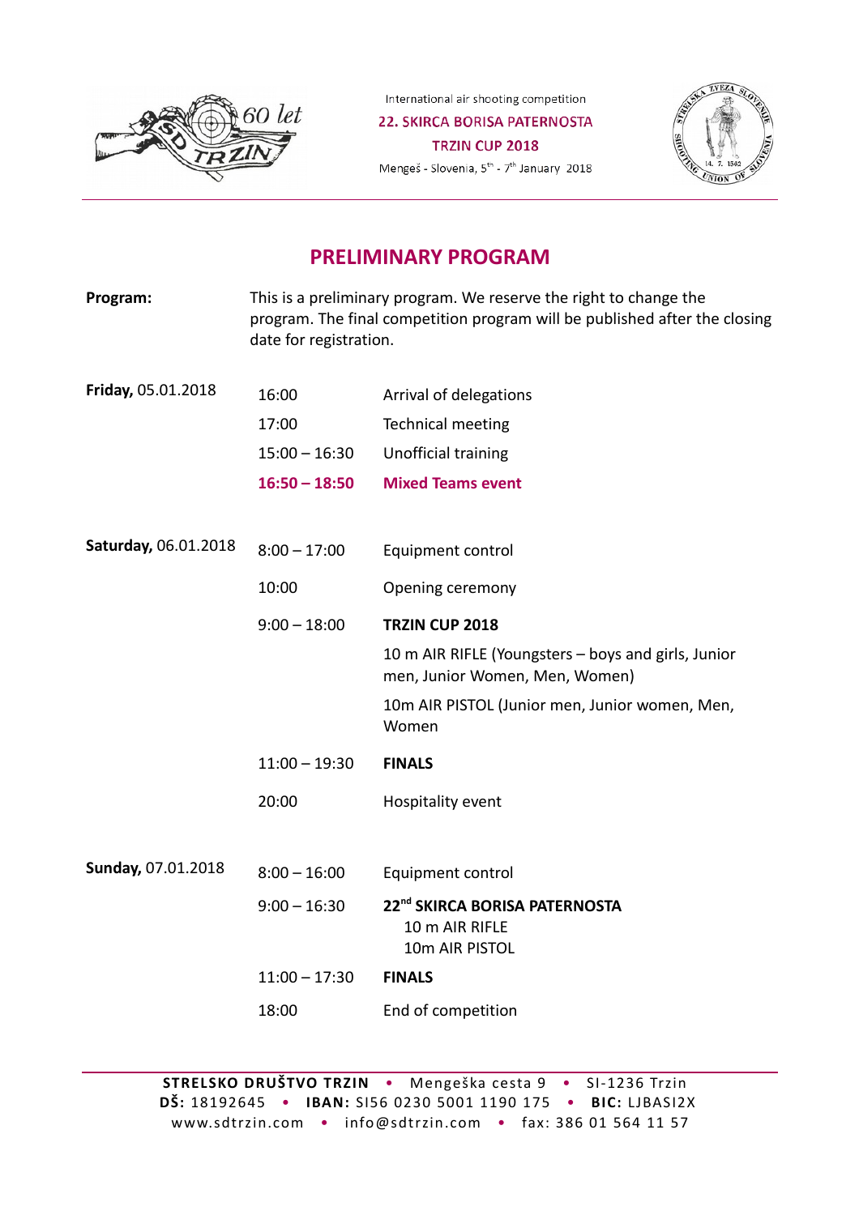International air shooting competition
22. SKIRCA BORISA PATERNOSTA
TRZIN CUP 2018
Mengeš - Slovenia, 5th - 7th January 2018

## PRELIMINARY PROGRAM

**Program:** This is a preliminary program. We reserve the right to change the program. The final competition program will be published after the closing date for registration.

| | | |
|---|---|---|
| **Friday,** 05.01.2018 | 16:00 | Arrival of delegations |
| | 17:00 | Technical meeting |
| | 15:00 – 16:30 | Unofficial training |
| | **16:50 – 18:50** | **Mixed Teams event** |
| **Saturday,** 06.01.2018 | 8:00 – 17:00 | Equipment control |
| | 10:00 | Opening ceremony |
| | 9:00 – 18:00 | **TRZIN CUP 2018**<br>10 m AIR RIFLE (Youngsters – boys and girls, Junior men, Junior Women, Men, Women)<br>10m AIR PISTOL (Junior men, Junior women, Men, Women |
| | 11:00 – 19:30 | **FINALS** |
| | 20:00 | Hospitality event |
| **Sunday,** 07.01.2018 | 8:00 – 16:00 | Equipment control |
| | 9:00 – 16:30 | **22nd SKIRCA BORISA PATERNOSTA**<br>10 m AIR RIFLE<br>10m AIR PISTOL |
| | 11:00 – 17:30 | **FINALS** |
| | 18:00 | End of competition |

**STRELSKO DRUŠTVO TRZIN** • Mengeška cesta 9 • SI-1236 Trzin
**DŠ:** 18192645 • **IBAN:** SI56 0230 5001 1190 175 • **BIC:** LJBASI2X
www.sdtrzin.com • info@sdtrzin.com • fax: 386 01 564 11 57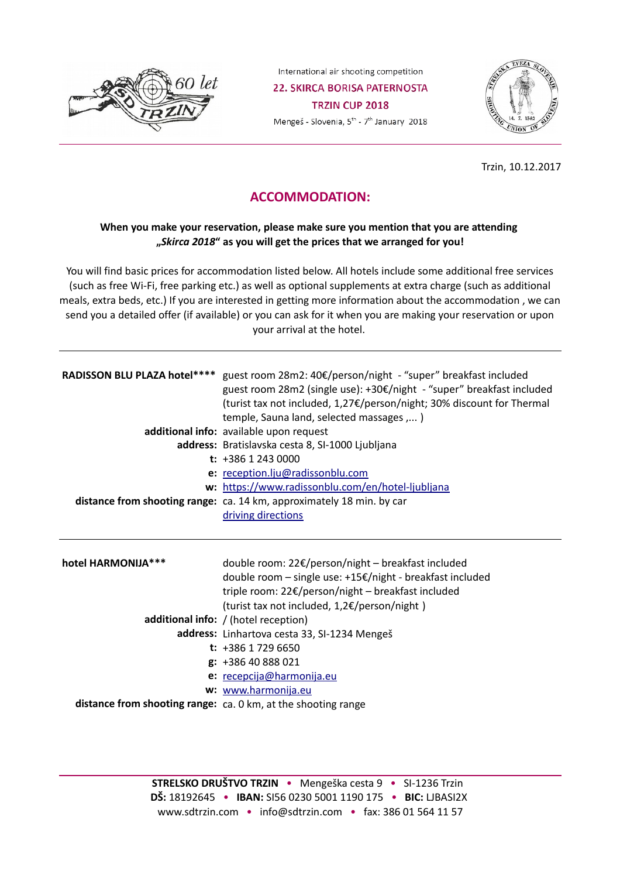International air shooting competition
22. SKIRCA BORISA PATERNOSTA
TRZIN CUP 2018
Mengeš - Slovenia, 5th - 7th January 2018

Trzin, 10.12.2017

## ACCOMMODATION:

**When you make your reservation, please make sure you mention that you are attending „*Skirca 2018*" as you will get the prices that we arranged for you!**

You will find basic prices for accommodation listed below. All hotels include some additional free services (such as free Wi-Fi, free parking etc.) as well as optional supplements at extra charge (such as additional meals, extra beds, etc.) If you are interested in getting more information about the accommodation , we can send you a detailed offer (if available) or you can ask for it when you are making your reservation or upon your arrival at the hotel.

---

| | |
|---|---|
| **RADISSON BLU PLAZA hotel\*\*\*\*** | guest room 28m2: 40€/person/night - "super" breakfast included<br>guest room 28m2 (single use): +30€/night - "super" breakfast included<br>(turist tax not included, 1,27€/person/night; 30% discount for Thermal temple, Sauna land, selected massages ,... ) |
| **additional info:** | available upon request |
| **address:** | Bratislavska cesta 8, SI-1000 Ljubljana |
| **t:** | +386 1 243 0000 |
| **e:** | reception.lju@radissonblu.com |
| **w:** | https://www.radissonblu.com/en/hotel-ljubljana |
| **distance from shooting range:** | ca. 14 km, approximately 18 min. by car<br>driving directions |

---

| | |
|---|---|
| **hotel HARMONIJA\*\*\*** | double room: 22€/person/night – breakfast included<br>double room – single use: +15€/night - breakfast included<br>triple room: 22€/person/night – breakfast included<br>(turist tax not included, 1,2€/person/night ) |
| **additional info:** | / (hotel reception) |
| **address:** | Linhartova cesta 33, SI-1234 Mengeš |
| **t:** | +386 1 729 6650 |
| **g:** | +386 40 888 021 |
| **e:** | recepcija@harmonija.eu |
| **w:** | www.harmonija.eu |
| **distance from shooting range:** | ca. 0 km, at the shooting range |

**STRELSKO DRUŠTVO TRZIN** • Mengeška cesta 9 • SI-1236 Trzin
**DŠ:** 18192645 • **IBAN:** SI56 0230 5001 1190 175 • **BIC:** LJBASI2X
www.sdtrzin.com • info@sdtrzin.com • fax: 386 01 564 11 57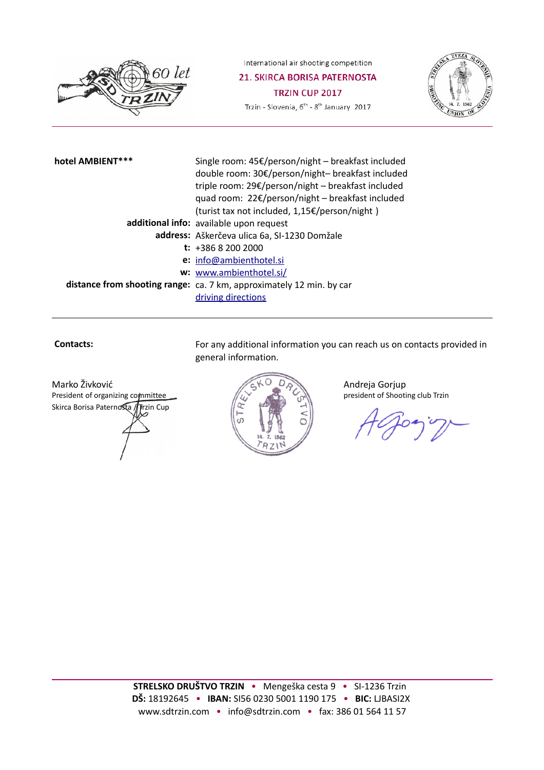International air shooting competition

21. SKIRCA BORISA PATERNOSTA

TRZIN CUP 2017

Trzin - Slovenia, 6th - 8th January 2017

| | |
|---|---|
| **hotel AMBIENT*** ** | Single room: 45€/person/night – breakfast included<br>double room: 30€/person/night– breakfast included<br>triple room: 29€/person/night – breakfast included<br>quad room: 22€/person/night – breakfast included<br>(turist tax not included, 1,15€/person/night ) |
| **additional info:** | available upon request |
| **address:** | Aškerčeva ulica 6a, SI-1230 Domžale |
| **t:** | +386 8 200 2000 |
| **e:** | info@ambienthotel.si |
| **w:** | www.ambienthotel.si/ |
| **distance from shooting range:** | ca. 7 km, approximately 12 min. by car<br>driving directions |

**Contacts:**

For any additional information you can reach us on contacts provided in general information.

Marko Živković
President of organizing committee
Skirca Borisa Paternosta / Trzin Cup

Andreja Gorjup
president of Shooting club Trzin

**STRELSKO DRUŠTVO TRZIN** • Mengeška cesta 9 • SI-1236 Trzin
**DŠ:** 18192645 • **IBAN:** SI56 0230 5001 1190 175 • **BIC:** LJBASI2X
www.sdtrzin.com • info@sdtrzin.com • fax: 386 01 564 11 57